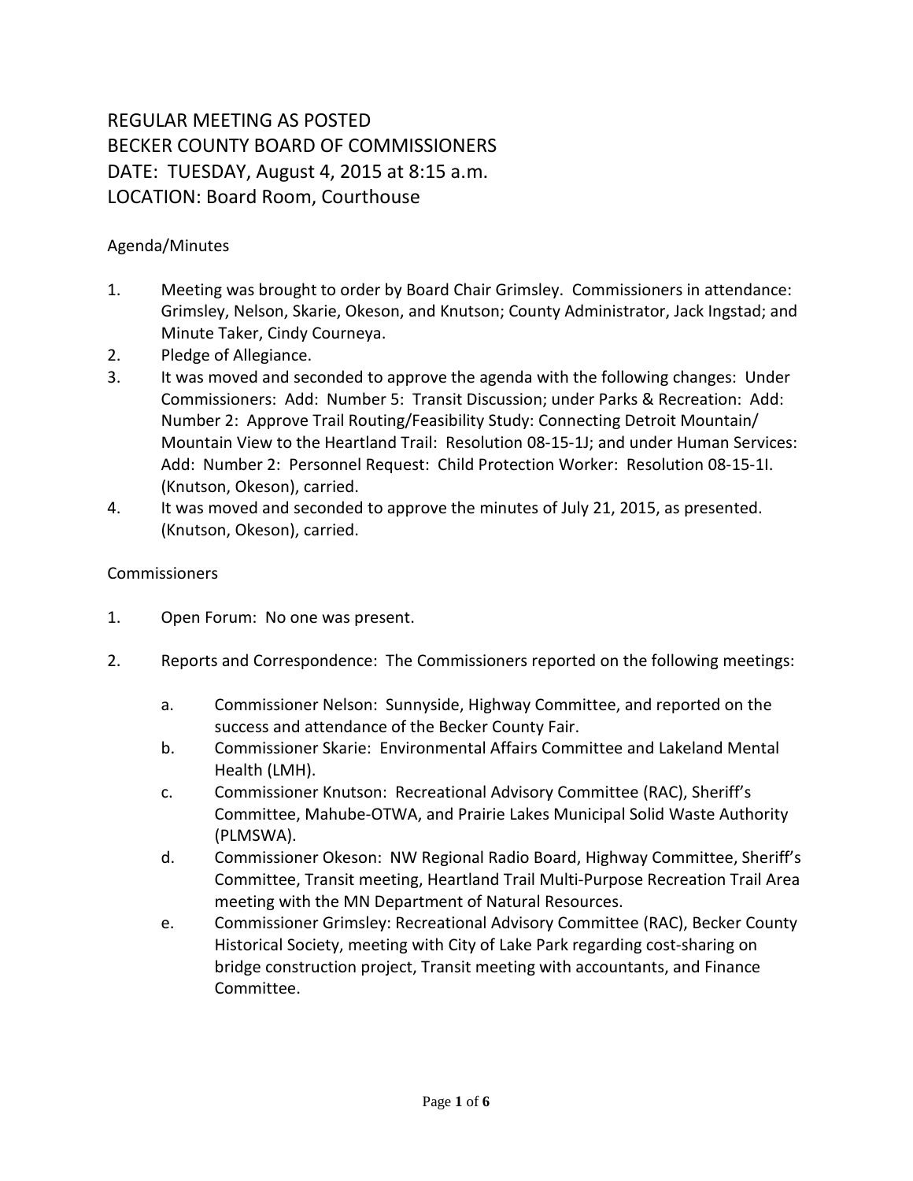# REGULAR MEETING AS POSTED
# BECKER COUNTY BOARD OF COMMISSIONERS
# DATE: TUESDAY, August 4, 2015 at 8:15 a.m.
# LOCATION: Board Room, Courthouse

Agenda/Minutes

1. Meeting was brought to order by Board Chair Grimsley. Commissioners in attendance: Grimsley, Nelson, Skarie, Okeson, and Knutson; County Administrator, Jack Ingstad; and Minute Taker, Cindy Courneya.
2. Pledge of Allegiance.
3. It was moved and seconded to approve the agenda with the following changes: Under Commissioners: Add: Number 5: Transit Discussion; under Parks & Recreation: Add: Number 2: Approve Trail Routing/Feasibility Study: Connecting Detroit Mountain/ Mountain View to the Heartland Trail: Resolution 08-15-1J; and under Human Services: Add: Number 2: Personnel Request: Child Protection Worker: Resolution 08-15-1I. (Knutson, Okeson), carried.
4. It was moved and seconded to approve the minutes of July 21, 2015, as presented. (Knutson, Okeson), carried.

Commissioners

1. Open Forum: No one was present.
2. Reports and Correspondence: The Commissioners reported on the following meetings:
   a. Commissioner Nelson: Sunnyside, Highway Committee, and reported on the success and attendance of the Becker County Fair.
   b. Commissioner Skarie: Environmental Affairs Committee and Lakeland Mental Health (LMH).
   c. Commissioner Knutson: Recreational Advisory Committee (RAC), Sheriff's Committee, Mahube-OTWA, and Prairie Lakes Municipal Solid Waste Authority (PLMSWA).
   d. Commissioner Okeson: NW Regional Radio Board, Highway Committee, Sheriff's Committee, Transit meeting, Heartland Trail Multi-Purpose Recreation Trail Area meeting with the MN Department of Natural Resources.
   e. Commissioner Grimsley: Recreational Advisory Committee (RAC), Becker County Historical Society, meeting with City of Lake Park regarding cost-sharing on bridge construction project, Transit meeting with accountants, and Finance Committee.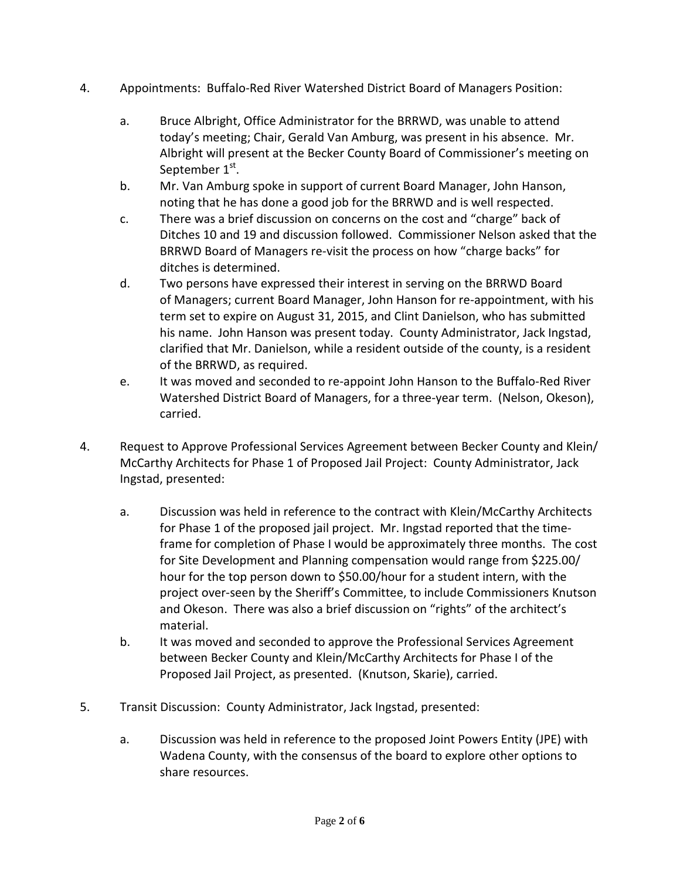4. Appointments: Buffalo-Red River Watershed District Board of Managers Position:

   a. Bruce Albright, Office Administrator for the BRRWD, was unable to attend today's meeting; Chair, Gerald Van Amburg, was present in his absence. Mr. Albright will present at the Becker County Board of Commissioner's meeting on September 1st.
   b. Mr. Van Amburg spoke in support of current Board Manager, John Hanson, noting that he has done a good job for the BRRWD and is well respected.
   c. There was a brief discussion on concerns on the cost and "charge" back of Ditches 10 and 19 and discussion followed. Commissioner Nelson asked that the BRRWD Board of Managers re-visit the process on how "charge backs" for ditches is determined.
   d. Two persons have expressed their interest in serving on the BRRWD Board of Managers; current Board Manager, John Hanson for re-appointment, with his term set to expire on August 31, 2015, and Clint Danielson, who has submitted his name. John Hanson was present today. County Administrator, Jack Ingstad, clarified that Mr. Danielson, while a resident outside of the county, is a resident of the BRRWD, as required.
   e. It was moved and seconded to re-appoint John Hanson to the Buffalo-Red River Watershed District Board of Managers, for a three-year term. (Nelson, Okeson), carried.

4. Request to Approve Professional Services Agreement between Becker County and Klein/ McCarthy Architects for Phase 1 of Proposed Jail Project: County Administrator, Jack Ingstad, presented:

   a. Discussion was held in reference to the contract with Klein/McCarthy Architects for Phase 1 of the proposed jail project. Mr. Ingstad reported that the time-frame for completion of Phase I would be approximately three months. The cost for Site Development and Planning compensation would range from $225.00/ hour for the top person down to $50.00/hour for a student intern, with the project over-seen by the Sheriff's Committee, to include Commissioners Knutson and Okeson. There was also a brief discussion on "rights" of the architect's material.
   b. It was moved and seconded to approve the Professional Services Agreement between Becker County and Klein/McCarthy Architects for Phase I of the Proposed Jail Project, as presented. (Knutson, Skarie), carried.

5. Transit Discussion: County Administrator, Jack Ingstad, presented:

   a. Discussion was held in reference to the proposed Joint Powers Entity (JPE) with Wadena County, with the consensus of the board to explore other options to share resources.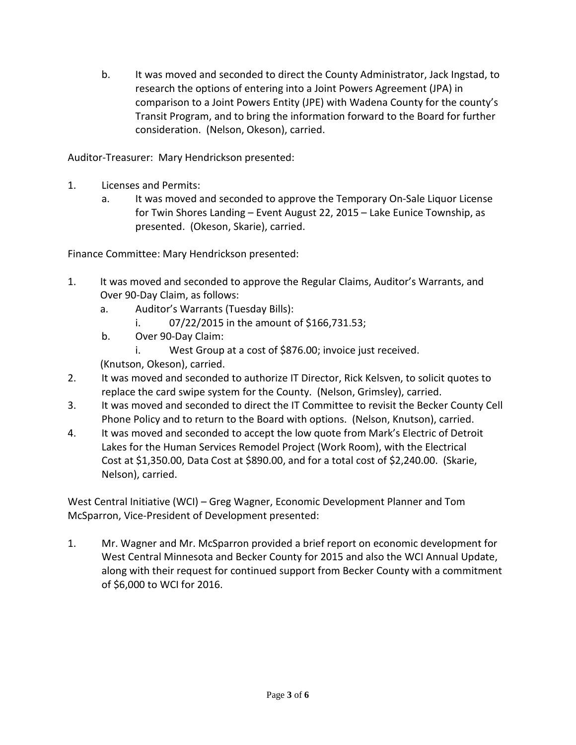b. It was moved and seconded to direct the County Administrator, Jack Ingstad, to research the options of entering into a Joint Powers Agreement (JPA) in comparison to a Joint Powers Entity (JPE) with Wadena County for the county's Transit Program, and to bring the information forward to the Board for further consideration. (Nelson, Okeson), carried.

Auditor-Treasurer: Mary Hendrickson presented:

1. Licenses and Permits:
   a. It was moved and seconded to approve the Temporary On-Sale Liquor License for Twin Shores Landing – Event August 22, 2015 – Lake Eunice Township, as presented. (Okeson, Skarie), carried.

Finance Committee: Mary Hendrickson presented:

1. It was moved and seconded to approve the Regular Claims, Auditor's Warrants, and Over 90-Day Claim, as follows:
   a. Auditor's Warrants (Tuesday Bills):
      i. 07/22/2015 in the amount of $166,731.53;
   b. Over 90-Day Claim:
      i. West Group at a cost of $876.00; invoice just received.

   (Knutson, Okeson), carried.
2. It was moved and seconded to authorize IT Director, Rick Kelsven, to solicit quotes to replace the card swipe system for the County. (Nelson, Grimsley), carried.
3. It was moved and seconded to direct the IT Committee to revisit the Becker County Cell Phone Policy and to return to the Board with options. (Nelson, Knutson), carried.
4. It was moved and seconded to accept the low quote from Mark's Electric of Detroit Lakes for the Human Services Remodel Project (Work Room), with the Electrical Cost at $1,350.00, Data Cost at $890.00, and for a total cost of $2,240.00. (Skarie, Nelson), carried.

West Central Initiative (WCI) – Greg Wagner, Economic Development Planner and Tom McSparron, Vice-President of Development presented:

1. Mr. Wagner and Mr. McSparron provided a brief report on economic development for West Central Minnesota and Becker County for 2015 and also the WCI Annual Update, along with their request for continued support from Becker County with a commitment of $6,000 to WCI for 2016.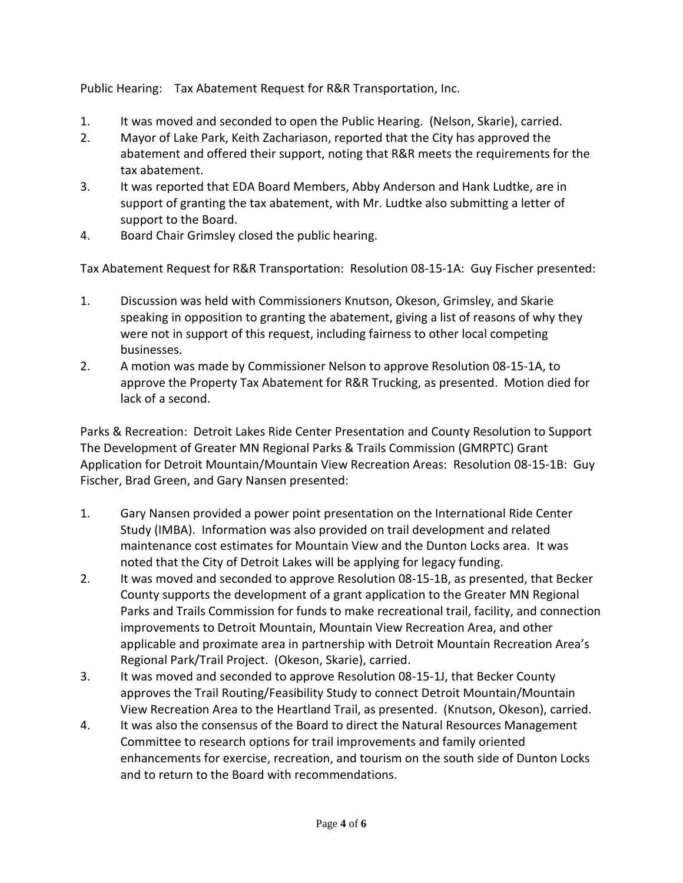Public Hearing: Tax Abatement Request for R&R Transportation, Inc.

1. It was moved and seconded to open the Public Hearing. (Nelson, Skarie), carried.
2. Mayor of Lake Park, Keith Zachariason, reported that the City has approved the abatement and offered their support, noting that R&R meets the requirements for the tax abatement.
3. It was reported that EDA Board Members, Abby Anderson and Hank Ludtke, are in support of granting the tax abatement, with Mr. Ludtke also submitting a letter of support to the Board.
4. Board Chair Grimsley closed the public hearing.

Tax Abatement Request for R&R Transportation: Resolution 08-15-1A: Guy Fischer presented:

1. Discussion was held with Commissioners Knutson, Okeson, Grimsley, and Skarie speaking in opposition to granting the abatement, giving a list of reasons of why they were not in support of this request, including fairness to other local competing businesses.
2. A motion was made by Commissioner Nelson to approve Resolution 08-15-1A, to approve the Property Tax Abatement for R&R Trucking, as presented. Motion died for lack of a second.

Parks & Recreation: Detroit Lakes Ride Center Presentation and County Resolution to Support The Development of Greater MN Regional Parks & Trails Commission (GMRPTC) Grant Application for Detroit Mountain/Mountain View Recreation Areas: Resolution 08-15-1B: Guy Fischer, Brad Green, and Gary Nansen presented:

1. Gary Nansen provided a power point presentation on the International Ride Center Study (IMBA). Information was also provided on trail development and related maintenance cost estimates for Mountain View and the Dunton Locks area. It was noted that the City of Detroit Lakes will be applying for legacy funding.
2. It was moved and seconded to approve Resolution 08-15-1B, as presented, that Becker County supports the development of a grant application to the Greater MN Regional Parks and Trails Commission for funds to make recreational trail, facility, and connection improvements to Detroit Mountain, Mountain View Recreation Area, and other applicable and proximate area in partnership with Detroit Mountain Recreation Area's Regional Park/Trail Project. (Okeson, Skarie), carried.
3. It was moved and seconded to approve Resolution 08-15-1J, that Becker County approves the Trail Routing/Feasibility Study to connect Detroit Mountain/Mountain View Recreation Area to the Heartland Trail, as presented. (Knutson, Okeson), carried.
4. It was also the consensus of the Board to direct the Natural Resources Management Committee to research options for trail improvements and family oriented enhancements for exercise, recreation, and tourism on the south side of Dunton Locks and to return to the Board with recommendations.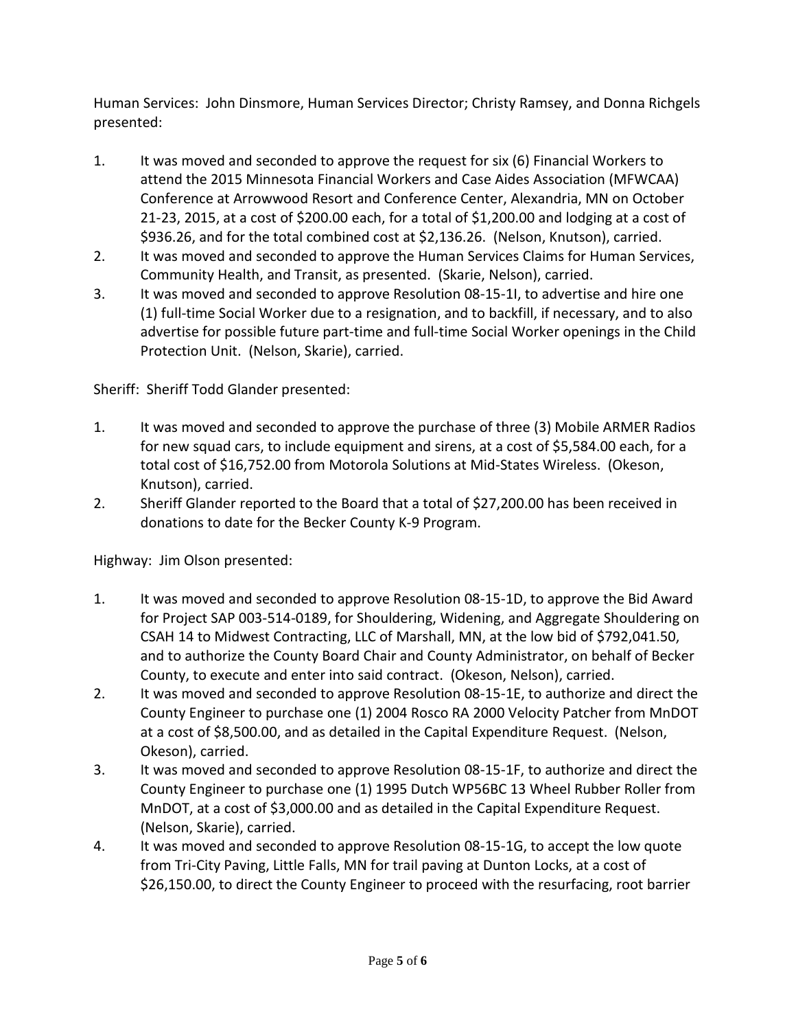Human Services: John Dinsmore, Human Services Director; Christy Ramsey, and Donna Richgels presented:

1. It was moved and seconded to approve the request for six (6) Financial Workers to attend the 2015 Minnesota Financial Workers and Case Aides Association (MFWCAA) Conference at Arrowwood Resort and Conference Center, Alexandria, MN on October 21-23, 2015, at a cost of $200.00 each, for a total of $1,200.00 and lodging at a cost of $936.26, and for the total combined cost at $2,136.26. (Nelson, Knutson), carried.
2. It was moved and seconded to approve the Human Services Claims for Human Services, Community Health, and Transit, as presented. (Skarie, Nelson), carried.
3. It was moved and seconded to approve Resolution 08-15-1I, to advertise and hire one (1) full-time Social Worker due to a resignation, and to backfill, if necessary, and to also advertise for possible future part-time and full-time Social Worker openings in the Child Protection Unit. (Nelson, Skarie), carried.

Sheriff: Sheriff Todd Glander presented:

1. It was moved and seconded to approve the purchase of three (3) Mobile ARMER Radios for new squad cars, to include equipment and sirens, at a cost of $5,584.00 each, for a total cost of $16,752.00 from Motorola Solutions at Mid-States Wireless. (Okeson, Knutson), carried.
2. Sheriff Glander reported to the Board that a total of $27,200.00 has been received in donations to date for the Becker County K-9 Program.

Highway: Jim Olson presented:

1. It was moved and seconded to approve Resolution 08-15-1D, to approve the Bid Award for Project SAP 003-514-0189, for Shouldering, Widening, and Aggregate Shouldering on CSAH 14 to Midwest Contracting, LLC of Marshall, MN, at the low bid of $792,041.50, and to authorize the County Board Chair and County Administrator, on behalf of Becker County, to execute and enter into said contract. (Okeson, Nelson), carried.
2. It was moved and seconded to approve Resolution 08-15-1E, to authorize and direct the County Engineer to purchase one (1) 2004 Rosco RA 2000 Velocity Patcher from MnDOT at a cost of $8,500.00, and as detailed in the Capital Expenditure Request. (Nelson, Okeson), carried.
3. It was moved and seconded to approve Resolution 08-15-1F, to authorize and direct the County Engineer to purchase one (1) 1995 Dutch WP56BC 13 Wheel Rubber Roller from MnDOT, at a cost of $3,000.00 and as detailed in the Capital Expenditure Request. (Nelson, Skarie), carried.
4. It was moved and seconded to approve Resolution 08-15-1G, to accept the low quote from Tri-City Paving, Little Falls, MN for trail paving at Dunton Locks, at a cost of $26,150.00, to direct the County Engineer to proceed with the resurfacing, root barrier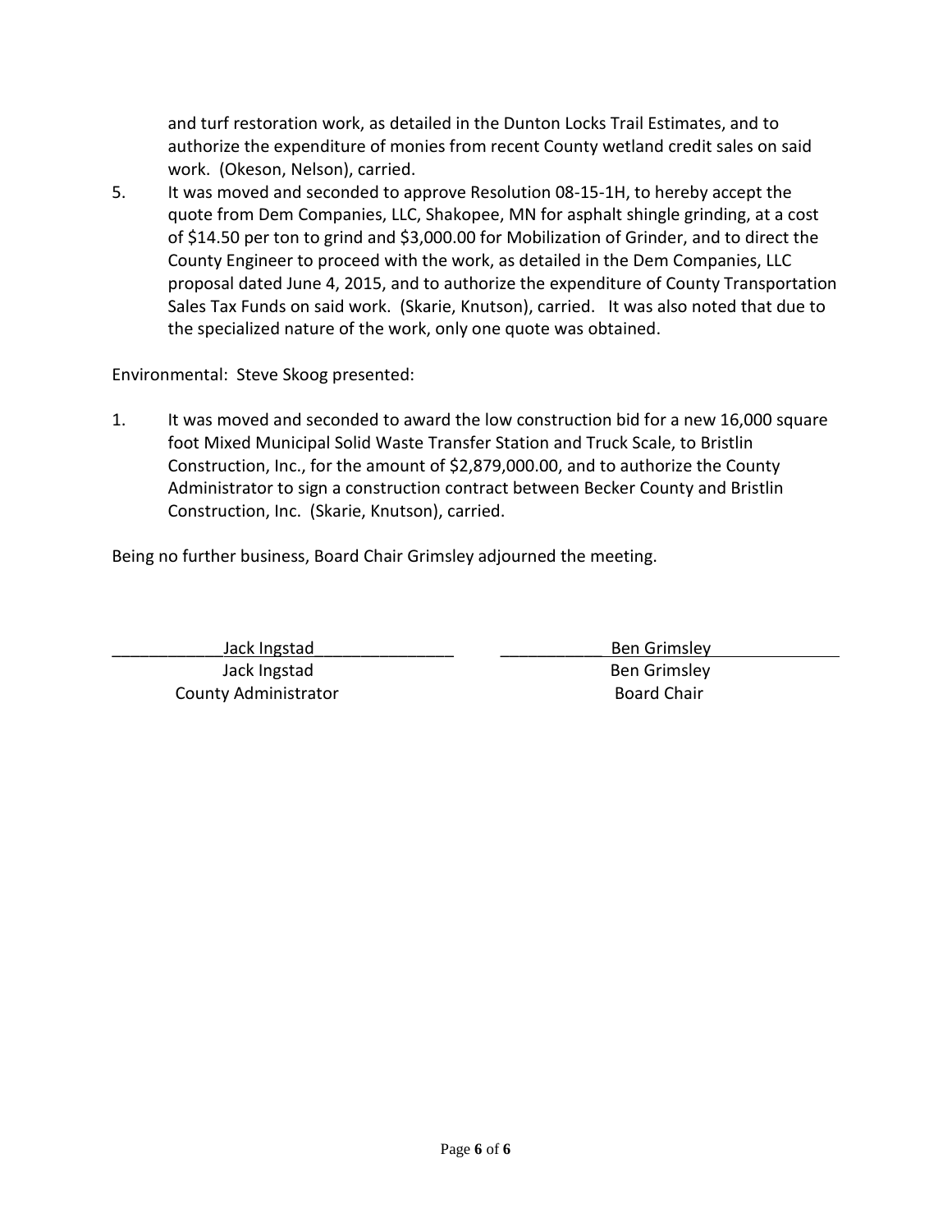and turf restoration work, as detailed in the Dunton Locks Trail Estimates, and to authorize the expenditure of monies from recent County wetland credit sales on said work. (Okeson, Nelson), carried.

5. It was moved and seconded to approve Resolution 08-15-1H, to hereby accept the quote from Dem Companies, LLC, Shakopee, MN for asphalt shingle grinding, at a cost of $14.50 per ton to grind and $3,000.00 for Mobilization of Grinder, and to direct the County Engineer to proceed with the work, as detailed in the Dem Companies, LLC proposal dated June 4, 2015, and to authorize the expenditure of County Transportation Sales Tax Funds on said work. (Skarie, Knutson), carried. It was also noted that due to the specialized nature of the work, only one quote was obtained.

Environmental: Steve Skoog presented:

1. It was moved and seconded to award the low construction bid for a new 16,000 square foot Mixed Municipal Solid Waste Transfer Station and Truck Scale, to Bristlin Construction, Inc., for the amount of $2,879,000.00, and to authorize the County Administrator to sign a construction contract between Becker County and Bristlin Construction, Inc. (Skarie, Knutson), carried.

Being no further business, Board Chair Grimsley adjourned the meeting.

| | |
|---|---|
| ____________Jack Ingstad________________ | ____________Ben Grimsley______________ |
| Jack Ingstad | Ben Grimsley |
| County Administrator | Board Chair |